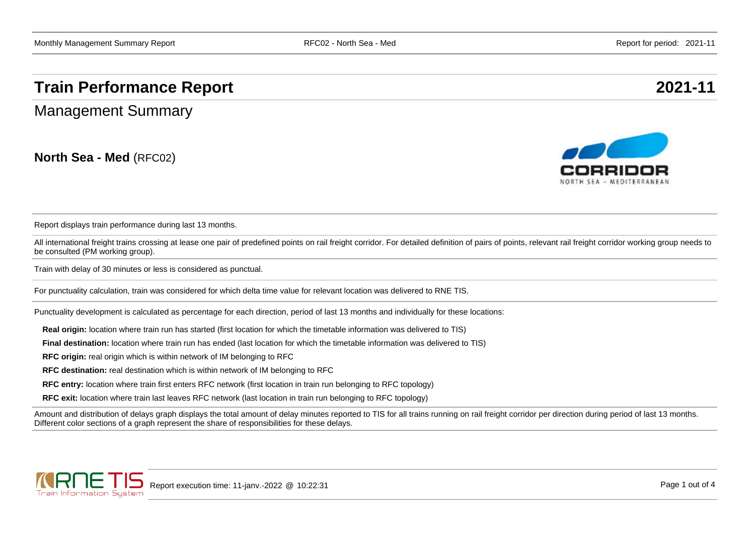# Train Performance Report 2021-11

## Management Summary

**North Sea - Med** (RFC02)

Report displays train performance during last 13 months.

All international freight trains crossing at lease one pair of predefined points on rail freight corridor. For detailed definition of pairs of points, relevant rail freight corridor working group needs to be consulted (PM working group).

Train with delay of 30 minutes or less is considered as punctual.

For punctuality calculation, train was considered for which delta time value for relevant location was delivered to RNE TIS.

Punctuality development is calculated as percentage for each direction, period of last 13 months and individually for these locations:

**Real origin:** location where train run has started (first location for which the timetable information was delivered to TIS)

**Final destination:** location where train run has ended (last location for which the timetable information was delivered to TIS)

**RFC origin:** real origin which is within network of IM belonging to RFC

**RFC destination:** real destination which is within network of IM belonging to RFC

**RFC entry:** location where train first enters RFC network (first location in train run belonging to RFC topology)

**RFC exit:** location where train last leaves RFC network (last location in train run belonging to RFC topology)

Amount and distribution of delays graph displays the total amount of delay minutes reported to TIS for all trains running on rail freight corridor per direction during period of last 13 months. Different color sections of a graph represent the share of responsibilities for these delays.

Report execution time: 11-janv.-2022 @ 10:22:31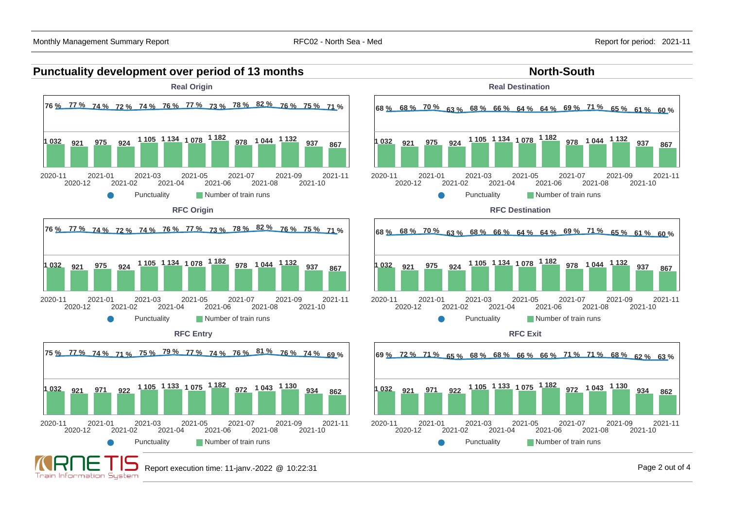## Punctuality development over period of 13 months

## North-South

### Real Origin

| Month | 2020-11 | 2020-12 | 2021-01 | 2021-02 | 2021-03 | 2021-04 | 2021-05 | 2021-06 | 2021-07 | 2021-08 | 2021-09 | 2021-10 | 2021-11 |
|---|---|---|---|---|---|---|---|---|---|---|---|---|---|
| Punctuality | 76 % | 77 % | 74 % | 72 % | 74 % | 76 % | 77 % | 73 % | 78 % | 82 % | 76 % | 75 % | 71 % |
| Number of train runs | 1 032 | 921 | 975 | 924 | 1 105 | 1 134 | 1 078 | 1 182 | 978 | 1 044 | 1 132 | 937 | 867 |

### Real Destination

| Month | 2020-11 | 2020-12 | 2021-01 | 2021-02 | 2021-03 | 2021-04 | 2021-05 | 2021-06 | 2021-07 | 2021-08 | 2021-09 | 2021-10 | 2021-11 |
|---|---|---|---|---|---|---|---|---|---|---|---|---|---|
| Punctuality | 68 % | 68 % | 70 % | 63 % | 68 % | 66 % | 64 % | 64 % | 69 % | 71 % | 65 % | 61 % | 60 % |
| Number of train runs | 1 032 | 921 | 975 | 924 | 1 105 | 1 134 | 1 078 | 1 182 | 978 | 1 044 | 1 132 | 937 | 867 |

### RFC Origin

| Month | 2020-11 | 2020-12 | 2021-01 | 2021-02 | 2021-03 | 2021-04 | 2021-05 | 2021-06 | 2021-07 | 2021-08 | 2021-09 | 2021-10 | 2021-11 |
|---|---|---|---|---|---|---|---|---|---|---|---|---|---|
| Punctuality | 76 % | 77 % | 74 % | 72 % | 74 % | 76 % | 77 % | 73 % | 78 % | 82 % | 76 % | 75 % | 71 % |
| Number of train runs | 1 032 | 921 | 975 | 924 | 1 105 | 1 134 | 1 078 | 1 182 | 978 | 1 044 | 1 132 | 937 | 867 |

### RFC Destination

| Month | 2020-11 | 2020-12 | 2021-01 | 2021-02 | 2021-03 | 2021-04 | 2021-05 | 2021-06 | 2021-07 | 2021-08 | 2021-09 | 2021-10 | 2021-11 |
|---|---|---|---|---|---|---|---|---|---|---|---|---|---|
| Punctuality | 68 % | 68 % | 70 % | 63 % | 68 % | 66 % | 64 % | 64 % | 69 % | 71 % | 65 % | 61 % | 60 % |
| Number of train runs | 1 032 | 921 | 975 | 924 | 1 105 | 1 134 | 1 078 | 1 182 | 978 | 1 044 | 1 132 | 937 | 867 |

### RFC Entry

| Month | 2020-11 | 2020-12 | 2021-01 | 2021-02 | 2021-03 | 2021-04 | 2021-05 | 2021-06 | 2021-07 | 2021-08 | 2021-09 | 2021-10 | 2021-11 |
|---|---|---|---|---|---|---|---|---|---|---|---|---|---|
| Punctuality | 75 % | 77 % | 74 % | 71 % | 75 % | 79 % | 77 % | 74 % | 76 % | 81 % | 76 % | 74 % | 69 % |
| Number of train runs | 1 032 | 921 | 971 | 922 | 1 105 | 1 133 | 1 075 | 1 182 | 972 | 1 043 | 1 130 | 934 | 862 |

### RFC Exit

| Month | 2020-11 | 2020-12 | 2021-01 | 2021-02 | 2021-03 | 2021-04 | 2021-05 | 2021-06 | 2021-07 | 2021-08 | 2021-09 | 2021-10 | 2021-11 |
|---|---|---|---|---|---|---|---|---|---|---|---|---|---|
| Punctuality | 69 % | 72 % | 71 % | 65 % | 68 % | 68 % | 66 % | 66 % | 71 % | 71 % | 68 % | 62 % | 63 % |
| Number of train runs | 1 032 | 921 | 971 | 922 | 1 105 | 1 133 | 1 075 | 1 182 | 972 | 1 043 | 1 130 | 934 | 862 |

Report execution time: 11-janv.-2022 @ 10:22:31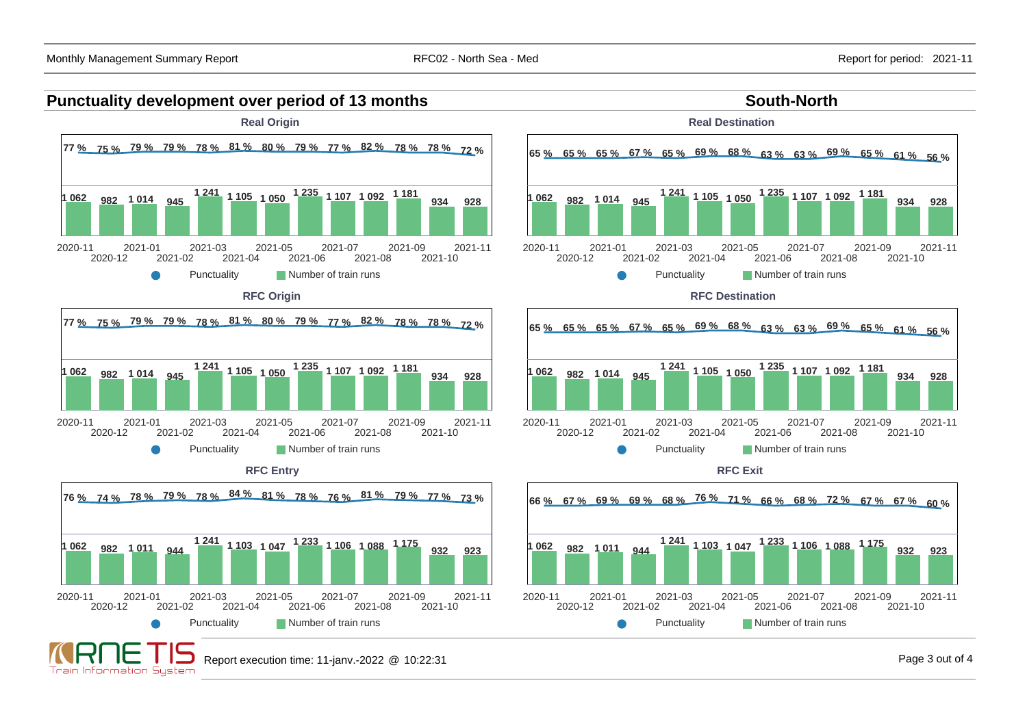## Punctuality development over period of 13 months

## South-North

### Real Origin

| Month | 2020-11 | 2020-12 | 2021-01 | 2021-02 | 2021-03 | 2021-04 | 2021-05 | 2021-06 | 2021-07 | 2021-08 | 2021-09 | 2021-10 | 2021-11 |
|---|---|---|---|---|---|---|---|---|---|---|---|---|---|
| Punctuality | 77 % | 75 % | 79 % | 79 % | 78 % | 81 % | 80 % | 79 % | 77 % | 82 % | 78 % | 78 % | 72 % |
| Number of train runs | 1 062 | 982 | 1 014 | 945 | 1 241 | 1 105 | 1 050 | 1 235 | 1 107 | 1 092 | 1 181 | 934 | 928 |

### Real Destination

| Month | 2020-11 | 2020-12 | 2021-01 | 2021-02 | 2021-03 | 2021-04 | 2021-05 | 2021-06 | 2021-07 | 2021-08 | 2021-09 | 2021-10 | 2021-11 |
|---|---|---|---|---|---|---|---|---|---|---|---|---|---|
| Punctuality | 65 % | 65 % | 65 % | 67 % | 65 % | 69 % | 68 % | 63 % | 63 % | 69 % | 65 % | 61 % | 56 % |
| Number of train runs | 1 062 | 982 | 1 014 | 945 | 1 241 | 1 105 | 1 050 | 1 235 | 1 107 | 1 092 | 1 181 | 934 | 928 |

### RFC Origin

| Month | 2020-11 | 2020-12 | 2021-01 | 2021-02 | 2021-03 | 2021-04 | 2021-05 | 2021-06 | 2021-07 | 2021-08 | 2021-09 | 2021-10 | 2021-11 |
|---|---|---|---|---|---|---|---|---|---|---|---|---|---|
| Punctuality | 77 % | 75 % | 79 % | 79 % | 78 % | 81 % | 80 % | 79 % | 77 % | 82 % | 78 % | 78 % | 72 % |
| Number of train runs | 1 062 | 982 | 1 014 | 945 | 1 241 | 1 105 | 1 050 | 1 235 | 1 107 | 1 092 | 1 181 | 934 | 928 |

### RFC Destination

| Month | 2020-11 | 2020-12 | 2021-01 | 2021-02 | 2021-03 | 2021-04 | 2021-05 | 2021-06 | 2021-07 | 2021-08 | 2021-09 | 2021-10 | 2021-11 |
|---|---|---|---|---|---|---|---|---|---|---|---|---|---|
| Punctuality | 65 % | 65 % | 65 % | 67 % | 65 % | 69 % | 68 % | 63 % | 63 % | 69 % | 65 % | 61 % | 56 % |
| Number of train runs | 1 062 | 982 | 1 014 | 945 | 1 241 | 1 105 | 1 050 | 1 235 | 1 107 | 1 092 | 1 181 | 934 | 928 |

### RFC Entry

| Month | 2020-11 | 2020-12 | 2021-01 | 2021-02 | 2021-03 | 2021-04 | 2021-05 | 2021-06 | 2021-07 | 2021-08 | 2021-09 | 2021-10 | 2021-11 |
|---|---|---|---|---|---|---|---|---|---|---|---|---|---|
| Punctuality | 76 % | 74 % | 78 % | 79 % | 78 % | 84 % | 81 % | 78 % | 76 % | 81 % | 79 % | 77 % | 73 % |
| Number of train runs | 1 062 | 982 | 1 011 | 944 | 1 241 | 1 103 | 1 047 | 1 233 | 1 106 | 1 088 | 1 175 | 932 | 923 |

### RFC Exit

| Month | 2020-11 | 2020-12 | 2021-01 | 2021-02 | 2021-03 | 2021-04 | 2021-05 | 2021-06 | 2021-07 | 2021-08 | 2021-09 | 2021-10 | 2021-11 |
|---|---|---|---|---|---|---|---|---|---|---|---|---|---|
| Punctuality | 66 % | 67 % | 69 % | 69 % | 68 % | 76 % | 71 % | 66 % | 68 % | 72 % | 67 % | 67 % | 60 % |
| Number of train runs | 1 062 | 982 | 1 011 | 944 | 1 241 | 1 103 | 1 047 | 1 233 | 1 106 | 1 088 | 1 175 | 932 | 923 |

Report execution time: 11-janv.-2022 @ 10:22:31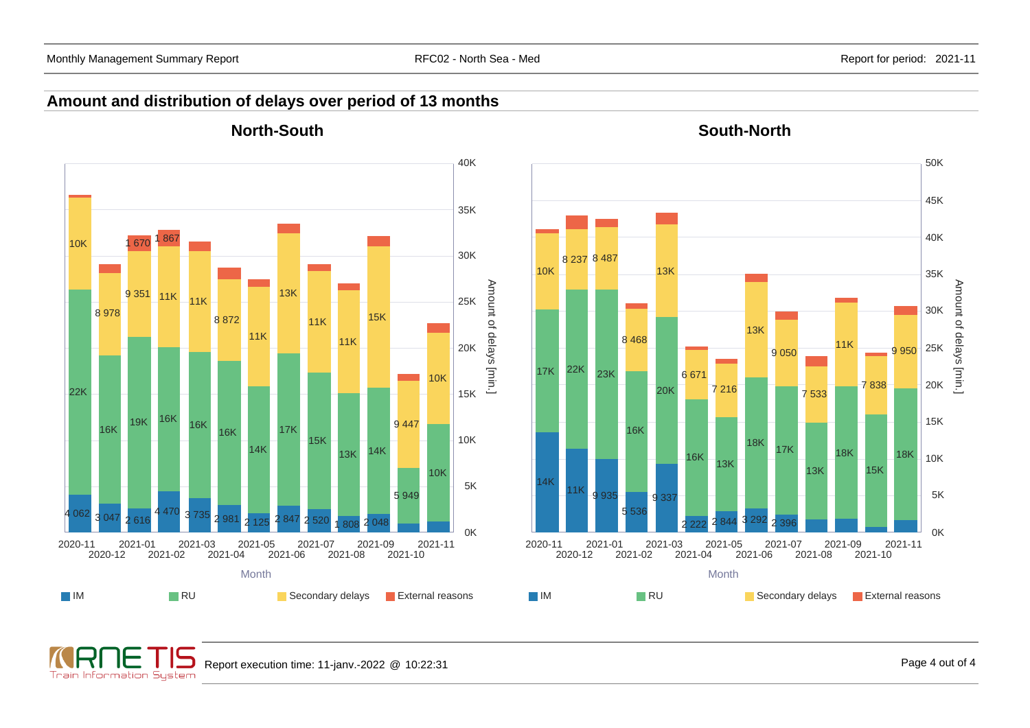## Amount and distribution of delays over period of 13 months

### North-South

Amount of delays [min.]

40K
35K
30K
25K
20K
15K
10K
5K
0K

10K
22K
4 062
8 978
16K
3 047
1 670
9 351
19K
2 616
1 867
11K
16K
4 470
11K
16K
3 735
8 872
16K
2 981
11K
14K
2 125
13K
17K
2 847
11K
15K
2 520
11K
13K
1 808
15K
14K
2 048
9 447
5 949
10K
10K

Month

2020-11, 2020-12, 2021-01, 2021-02, 2021-03, 2021-04, 2021-05, 2021-06, 2021-07, 2021-08, 2021-09, 2021-10, 2021-11

IM, RU, Secondary delays, External reasons

### South-North

Amount of delays [min.]

50K
45K
40K
35K
30K
25K
20K
15K
10K
5K
0K

10K
17K
14K
8 237
22K
11K
8 487
23K
9 935
8 468
16K
5 536
13K
20K
9 337
6 671
16K
2 222
7 216
13K
2 844
13K
18K
3 292
9 050
17K
2 396
7 533
13K
11K
18K
7 838
15K
9 950
18K

Month

2020-11, 2020-12, 2021-01, 2021-02, 2021-03, 2021-04, 2021-05, 2021-06, 2021-07, 2021-08, 2021-09, 2021-10, 2021-11

IM, RU, Secondary delays, External reasons

Report execution time: 11-janv.-2022 @ 10:22:31